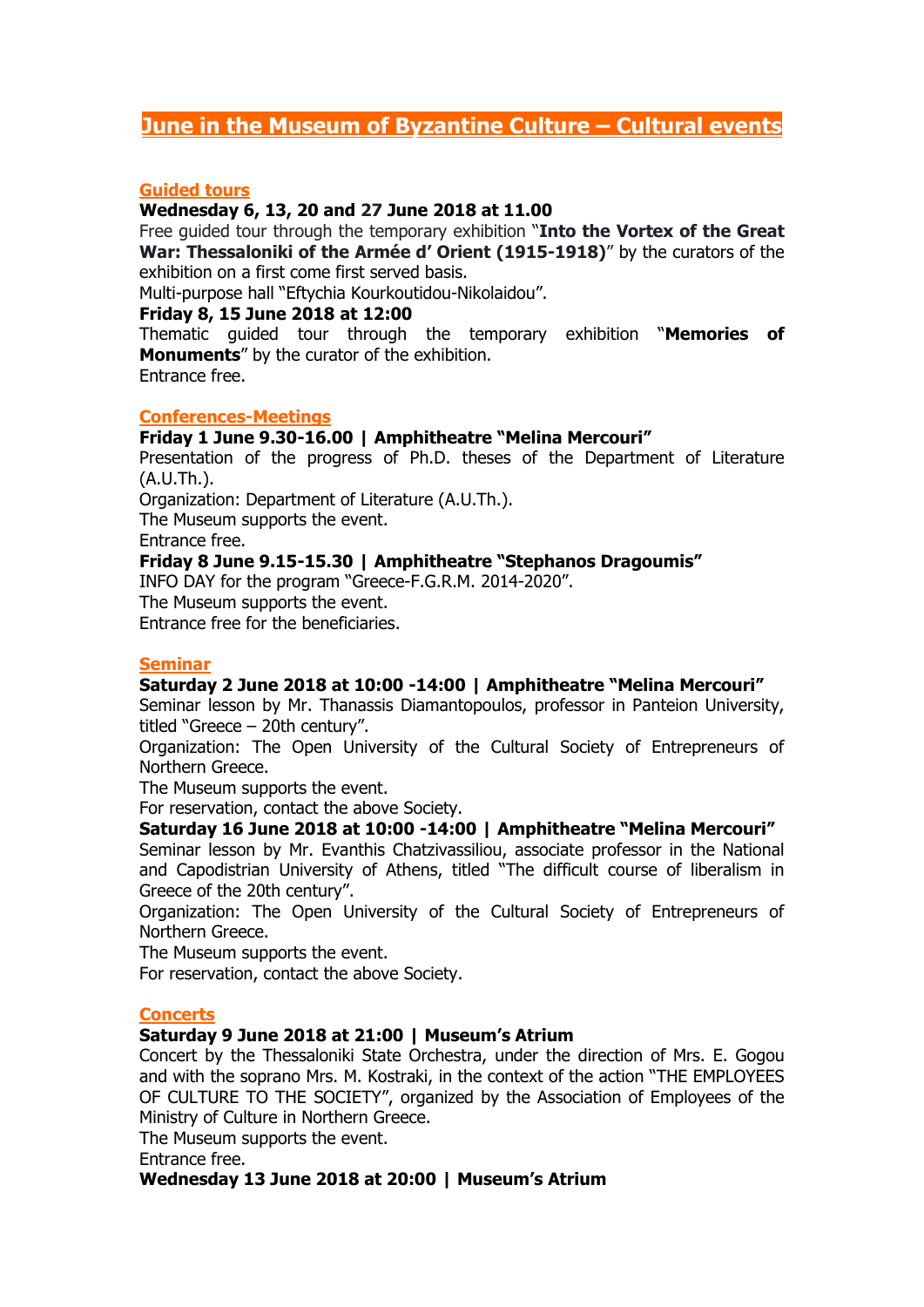# June in the Museum of Byzantine Culture – Cultural events

## Guided tours

**Wednesday 6, 13, 20 and 27 June 2018 at 11.00**

Free guided tour through the temporary exhibition "**Into the Vortex of the Great War: Thessaloniki of the Armée d' Orient (1915-1918)**" by the curators of the exhibition on a first come first served basis.

Multi-purpose hall "Eftychia Kourkoutidou-Nikolaidou".

**Friday 8, 15 June 2018 at 12:00**

Thematic guided tour through the temporary exhibition "**Memories of Monuments**" by the curator of the exhibition.

Entrance free.

## Conferences-Meetings

**Friday 1 June 9.30-16.00 | Amphitheatre "Melina Mercouri"**

Presentation of the progress of Ph.D. theses of the Department of Literature (A.U.Th.).

Organization: Department of Literature (A.U.Th.).

The Museum supports the event.

Entrance free.

**Friday 8 June 9.15-15.30 | Amphitheatre "Stephanos Dragoumis"**

INFO DAY for the program "Greece-F.G.R.M. 2014-2020".

The Museum supports the event.

Entrance free for the beneficiaries.

## Seminar

**Saturday 2 June 2018 at 10:00 -14:00 | Amphitheatre "Melina Mercouri"**

Seminar lesson by Mr. Thanassis Diamantopoulos, professor in Panteion University, titled "Greece – 20th century".

Organization: The Open University of the Cultural Society of Entrepreneurs of Northern Greece.

The Museum supports the event.

For reservation, contact the above Society.

**Saturday 16 June 2018 at 10:00 -14:00 | Amphitheatre "Melina Mercouri"**

Seminar lesson by Mr. Evanthis Chatzivassiliou, associate professor in the National and Capodistrian University of Athens, titled "The difficult course of liberalism in Greece of the 20th century".

Organization: The Open University of the Cultural Society of Entrepreneurs of Northern Greece.

The Museum supports the event.

For reservation, contact the above Society.

## Concerts

**Saturday 9 June 2018 at 21:00 | Museum's Atrium**

Concert by the Thessaloniki State Orchestra, under the direction of Mrs. E. Gogou and with the soprano Mrs. M. Kostraki, in the context of the action "THE EMPLOYEES OF CULTURE TO THE SOCIETY", organized by the Association of Employees of the Ministry of Culture in Northern Greece.

The Museum supports the event.

Entrance free.

**Wednesday 13 June 2018 at 20:00 | Museum's Atrium**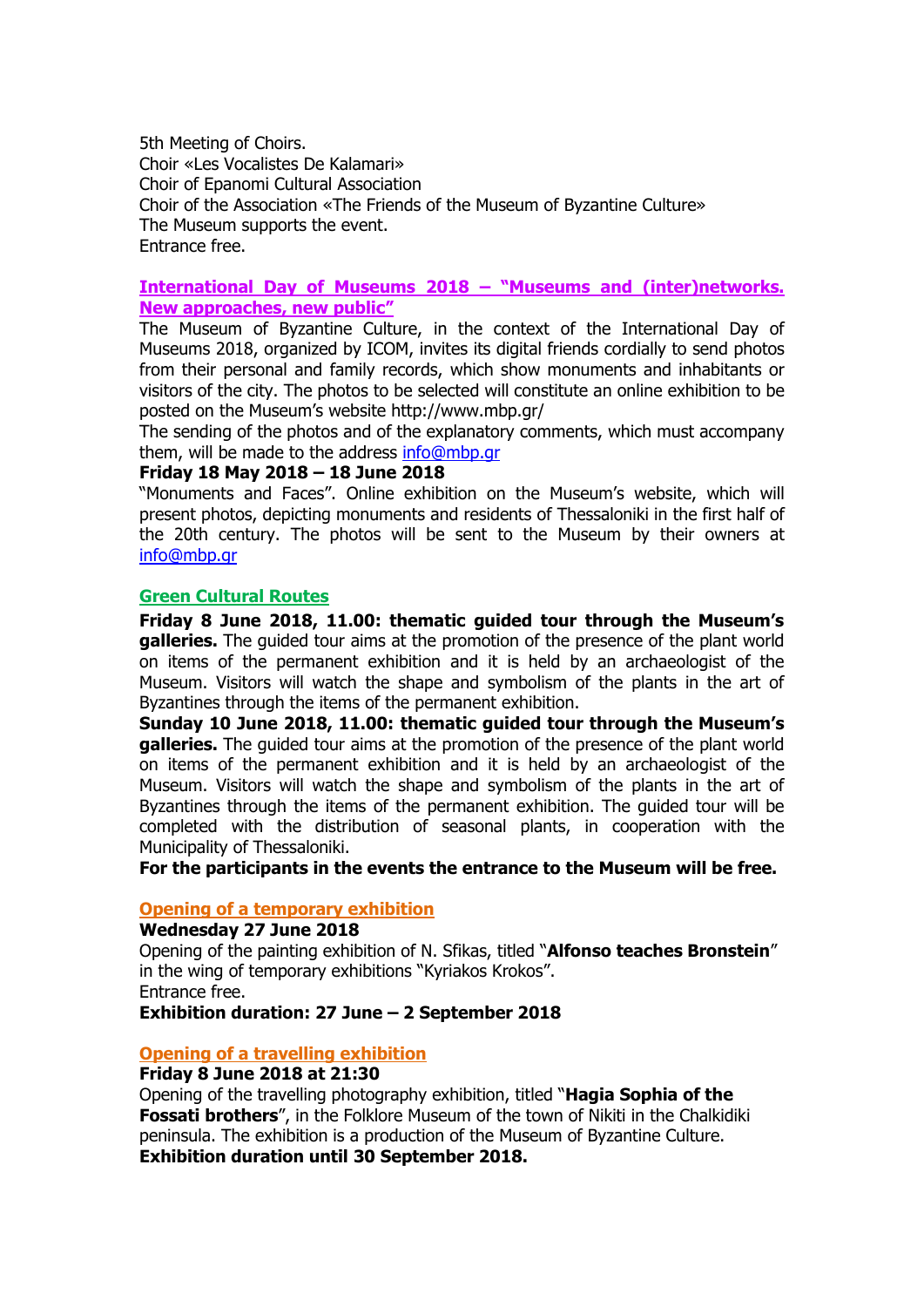5th Meeting of Choirs.
Choir «Les Vocalistes De Kalamari»
Choir of Epanomi Cultural Association
Choir of the Association «The Friends of the Museum of Byzantine Culture»
The Museum supports the event.
Entrance free.

### International Day of Museums 2018 – "Museums and (inter)networks. New approaches, new public"

The Museum of Byzantine Culture, in the context of the International Day of Museums 2018, organized by ICOM, invites its digital friends cordially to send photos from their personal and family records, which show monuments and inhabitants or visitors of the city. The photos to be selected will constitute an online exhibition to be posted on the Museum's website http://www.mbp.gr/
The sending of the photos and of the explanatory comments, which must accompany them, will be made to the address info@mbp.gr

**Friday 18 May 2018 – 18 June 2018**

"Monuments and Faces". Online exhibition on the Museum's website, which will present photos, depicting monuments and residents of Thessaloniki in the first half of the 20th century. The photos will be sent to the Museum by their owners at info@mbp.gr

### Green Cultural Routes

**Friday 8 June 2018, 11.00: thematic guided tour through the Museum's galleries.** The guided tour aims at the promotion of the presence of the plant world on items of the permanent exhibition and it is held by an archaeologist of the Museum. Visitors will watch the shape and symbolism of the plants in the art of Byzantines through the items of the permanent exhibition.

**Sunday 10 June 2018, 11.00: thematic guided tour through the Museum's galleries.** The guided tour aims at the promotion of the presence of the plant world on items of the permanent exhibition and it is held by an archaeologist of the Museum. Visitors will watch the shape and symbolism of the plants in the art of Byzantines through the items of the permanent exhibition. The guided tour will be completed with the distribution of seasonal plants, in cooperation with the Municipality of Thessaloniki.

**For the participants in the events the entrance to the Museum will be free.**

### Opening of a temporary exhibition

**Wednesday 27 June 2018**

Opening of the painting exhibition of N. Sfikas, titled "**Alfonso teaches Bronstein**" in the wing of temporary exhibitions "Kyriakos Krokos".
Entrance free.

**Exhibition duration: 27 June – 2 September 2018**

### Opening of a travelling exhibition

**Friday 8 June 2018 at 21:30**

Opening of the travelling photography exhibition, titled "**Hagia Sophia of the Fossati brothers**", in the Folklore Museum of the town of Nikiti in the Chalkidiki peninsula. The exhibition is a production of the Museum of Byzantine Culture.

**Exhibition duration until 30 September 2018.**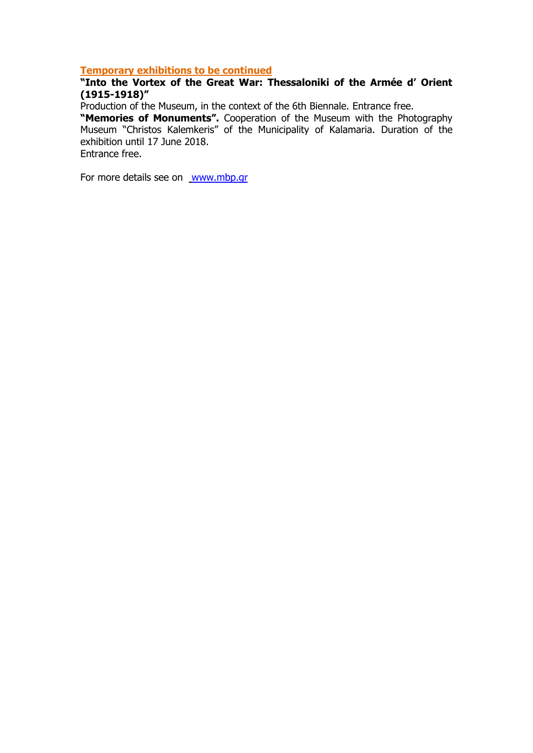## Temporary exhibitions to be continued

**"Into the Vortex of the Great War: Thessaloniki of the Armée d' Orient (1915-1918)"**

Production of the Museum, in the context of the 6th Biennale. Entrance free.

**"Memories of Monuments".** Cooperation of the Museum with the Photography Museum "Christos Kalemkeris" of the Municipality of Kalamaria. Duration of the exhibition until 17 June 2018.

Entrance free.

For more details see on [www.mbp.gr](http://www.mbp.gr)